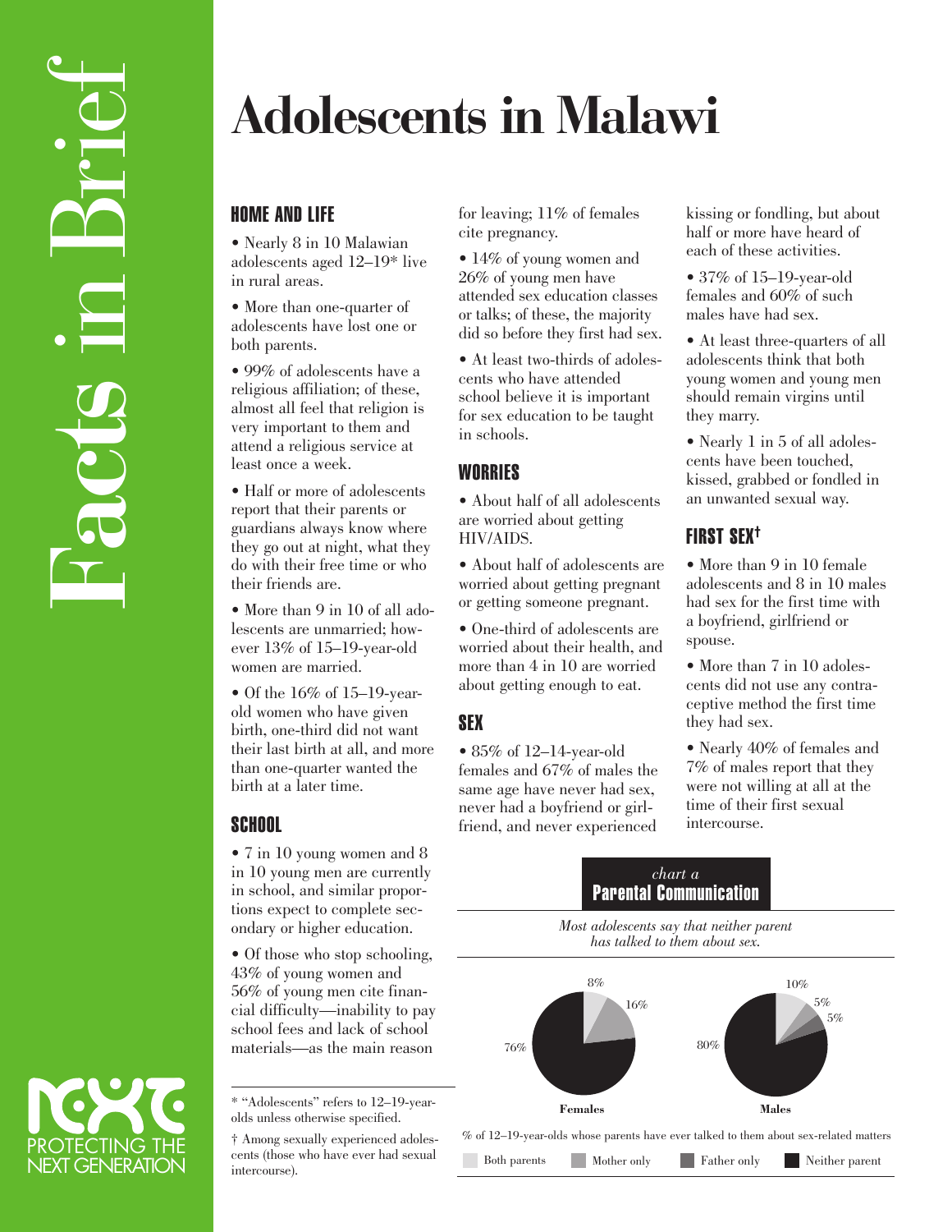Facts in Brief

# Adolescents in Malawi

## HOME AND LIFE

- Nearly 8 in 10 Malawian adolescents aged 12–19* live in rural areas.
- More than one-quarter of adolescents have lost one or both parents.
- 99% of adolescents have a religious affiliation; of these, almost all feel that religion is very important to them and attend a religious service at least once a week.
- Half or more of adolescents report that their parents or guardians always know where they go out at night, what they do with their free time or who their friends are.
- More than 9 in 10 of all adolescents are unmarried; however 13% of 15–19-year-old women are married.
- Of the 16% of 15–19-year-old women who have given birth, one-third did not want their last birth at all, and more than one-quarter wanted the birth at a later time.

## SCHOOL

- 7 in 10 young women and 8 in 10 young men are currently in school, and similar proportions expect to complete secondary or higher education.
- Of those who stop schooling, 43% of young women and 56% of young men cite financial difficulty—inability to pay school fees and lack of school materials—as the main reason for leaving; 11% of females cite pregnancy.
- 14% of young women and 26% of young men have attended sex education classes or talks; of these, the majority did so before they first had sex.
- At least two-thirds of adolescents who have attended school believe it is important for sex education to be taught in schools.

## WORRIES

- About half of all adolescents are worried about getting HIV/AIDS.
- About half of adolescents are worried about getting pregnant or getting someone pregnant.
- One-third of adolescents are worried about their health, and more than 4 in 10 are worried about getting enough to eat.

## SEX

- 85% of 12–14-year-old females and 67% of males the same age have never had sex, never had a boyfriend or girlfriend, and never experienced kissing or fondling, but about half or more have heard of each of these activities.
- 37% of 15–19-year-old females and 60% of such males have had sex.
- At least three-quarters of all adolescents think that both young women and young men should remain virgins until they marry.
- Nearly 1 in 5 of all adolescents have been touched, kissed, grabbed or fondled in an unwanted sexual way.

## FIRST SEX†

- More than 9 in 10 female adolescents and 8 in 10 males had sex for the first time with a boyfriend, girlfriend or spouse.
- More than 7 in 10 adolescents did not use any contraceptive method the first time they had sex.
- Nearly 40% of females and 7% of males report that they were not willing at all at the time of their first sexual intercourse.

*chart a*
**Parental Communication**

*Most adolescents say that neither parent has talked to them about sex.*

% of 12–19-year-olds whose parents have ever talked to them about sex-related matters

| | Both parents | Mother only | Father only | Neither parent |
|---|---|---|---|---|
| Females | 8% | 16% | | 76% |
| Males | 10% | 5% | 5% | 80% |

---

* "Adolescents" refers to 12–19-year-olds unless otherwise specified.

† Among sexually experienced adolescents (those who have ever had sexual intercourse).

PROTECTING THE NEXT GENERATION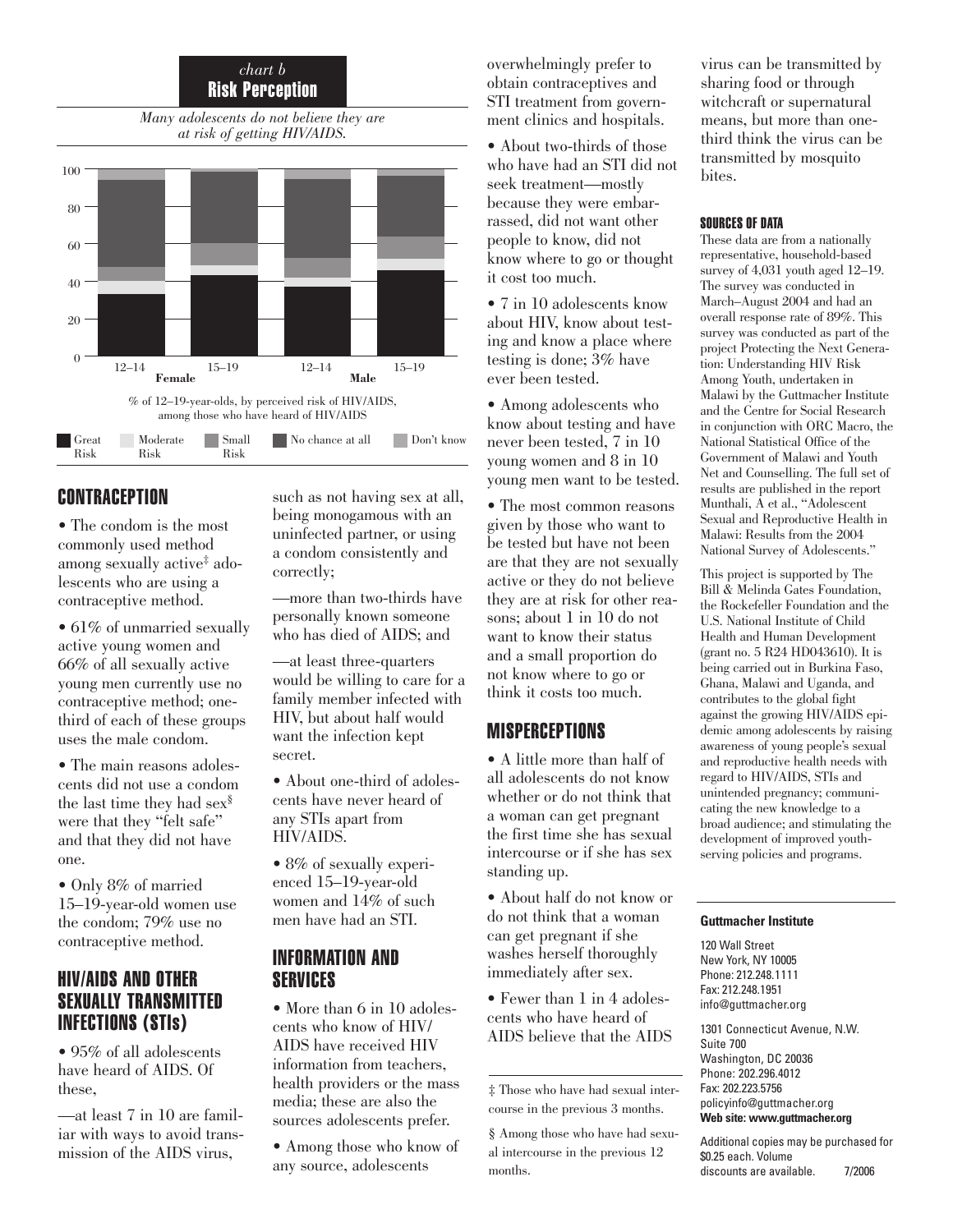*chart b*

**Risk Perception**

*Many adolescents do not believe they are at risk of getting HIV/AIDS.*

100
80
60
40
20
0

12–14
15–19
Female

12–14
15–19
Male

% of 12–19-year-olds, by perceived risk of HIV/AIDS, among those who have heard of HIV/AIDS

Great Risk
Moderate Risk
Small Risk
No chance at all
Don't know

## CONTRACEPTION

- The condom is the most commonly used method among sexually active‡ adolescents who are using a contraceptive method.
- 61% of unmarried sexually active young women and 66% of all sexually active young men currently use no contraceptive method; one-third of each of these groups uses the male condom.
- The main reasons adolescents did not use a condom the last time they had sex§ were that they "felt safe" and that they did not have one.
- Only 8% of married 15–19-year-old women use the condom; 79% use no contraceptive method.

## HIV/AIDS AND OTHER SEXUALLY TRANSMITTED INFECTIONS (STIs)

- 95% of all adolescents have heard of AIDS. Of these,

—at least 7 in 10 are familiar with ways to avoid transmission of the AIDS virus, such as not having sex at all, being monogamous with an uninfected partner, or using a condom consistently and correctly;

—more than two-thirds have personally known someone who has died of AIDS; and

—at least three-quarters would be willing to care for a family member infected with HIV, but about half would want the infection kept secret.

- About one-third of adolescents have never heard of any STIs apart from HIV/AIDS.
- 8% of sexually experienced 15–19-year-old women and 14% of such men have had an STI.

## INFORMATION AND SERVICES

- More than 6 in 10 adolescents who know of HIV/AIDS have received HIV information from teachers, health providers or the mass media; these are also the sources adolescents prefer.
- Among those who know of any source, adolescents overwhelmingly prefer to obtain contraceptives and STI treatment from government clinics and hospitals.
- About two-thirds of those who have had an STI did not seek treatment—mostly because they were embarrassed, did not want other people to know, did not know where to go or thought it cost too much.
- 7 in 10 adolescents know about HIV, know about testing and know a place where testing is done; 3% have ever been tested.
- Among adolescents who know about testing and have never been tested, 7 in 10 young women and 8 in 10 young men want to be tested.
- The most common reasons given by those who want to be tested but have not been are that they are not sexually active or they do not believe they are at risk for other reasons; about 1 in 10 do not want to know their status and a small proportion do not know where to go or think it costs too much.

## MISPERCEPTIONS

- A little more than half of all adolescents do not know whether or do not think that a woman can get pregnant the first time she has sexual intercourse or if she has sex standing up.
- About half do not know or do not think that a woman can get pregnant if she washes herself thoroughly immediately after sex.
- Fewer than 1 in 4 adolescents who have heard of AIDS believe that the AIDS virus can be transmitted by sharing food or through witchcraft or supernatural means, but more than one-third think the virus can be transmitted by mosquito bites.

‡ Those who have had sexual intercourse in the previous 3 months.

§ Among those who have had sexual intercourse in the previous 12 months.

### SOURCES OF DATA

These data are from a nationally representative, household-based survey of 4,031 youth aged 12–19. The survey was conducted in March–August 2004 and had an overall response rate of 89%. This survey was conducted as part of the project Protecting the Next Generation: Understanding HIV Risk Among Youth, undertaken in Malawi by the Guttmacher Institute and the Centre for Social Research in conjunction with ORC Macro, the National Statistical Office of the Government of Malawi and Youth Net and Counselling. The full set of results are published in the report Munthali, A et al., "Adolescent Sexual and Reproductive Health in Malawi: Results from the 2004 National Survey of Adolescents."

This project is supported by The Bill & Melinda Gates Foundation, the Rockefeller Foundation and the U.S. National Institute of Child Health and Human Development (grant no. 5 R24 HD043610). It is being carried out in Burkina Faso, Ghana, Malawi and Uganda, and contributes to the global fight against the growing HIV/AIDS epidemic among adolescents by raising awareness of young people's sexual and reproductive health needs with regard to HIV/AIDS, STIs and unintended pregnancy; communicating the new knowledge to a broad audience; and stimulating the development of improved youth-serving policies and programs.

**Guttmacher Institute**

120 Wall Street
New York, NY 10005
Phone: 212.248.1111
Fax: 212.248.1951
info@guttmacher.org

1301 Connecticut Avenue, N.W.
Suite 700
Washington, DC 20036
Phone: 202.296.4012
Fax: 202.223.5756
policyinfo@guttmacher.org
**Web site: www.guttmacher.org**

Additional copies may be purchased for $0.25 each. Volume discounts are available. 7/2006